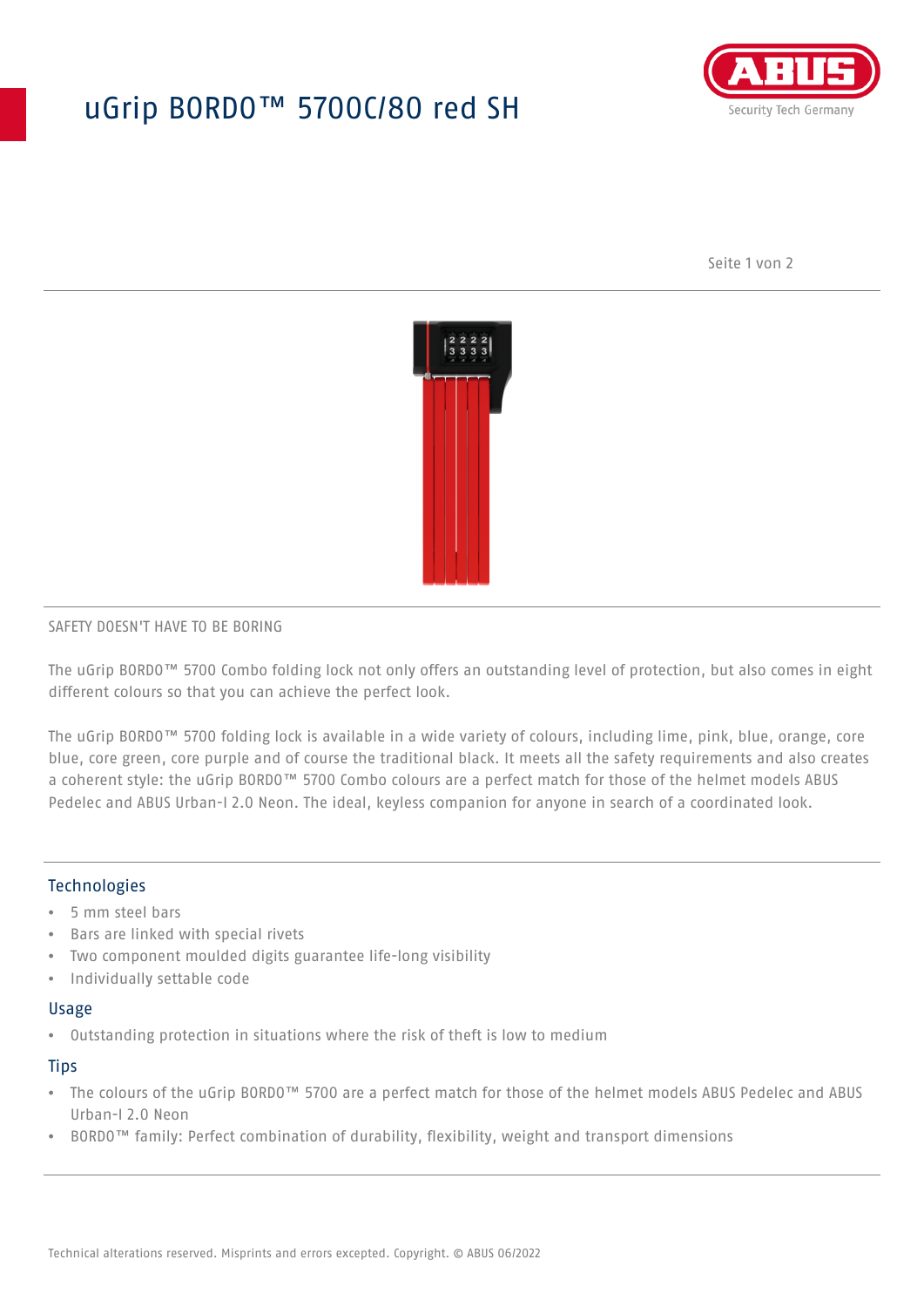# uGrip BORDO™ 5700C/80 red SH

SAFETY DOESN'T HAVE TO BE BORING

The uGrip BORDO™ 5700 Combo folding lock not only offers an outstanding level of protection, but also comes in eight different colours so that you can achieve the perfect look.

The uGrip BORDO™ 5700 folding lock is available in a wide variety of colours, including lime, pink, blue, orange, core blue, core green, core purple and of course the traditional black. It meets all the safety requirements and also creates a coherent style: the uGrip BORDO™ 5700 Combo colours are a perfect match for those of the helmet models ABUS Pedelec and ABUS Urban-I 2.0 Neon. The ideal, keyless companion for anyone in search of a coordinated look.

## Technologies

- 5 mm steel bars
- Bars are linked with special rivets
- Two component moulded digits guarantee life-long visibility
- Individually settable code

## Usage

- Outstanding protection in situations where the risk of theft is low to medium

## Tips

- The colours of the uGrip BORDO™ 5700 are a perfect match for those of the helmet models ABUS Pedelec and ABUS Urban-I 2.0 Neon
- BORDO™ family: Perfect combination of durability, flexibility, weight and transport dimensions

Technical alterations reserved. Misprints and errors excepted. Copyright. © ABUS 06/2022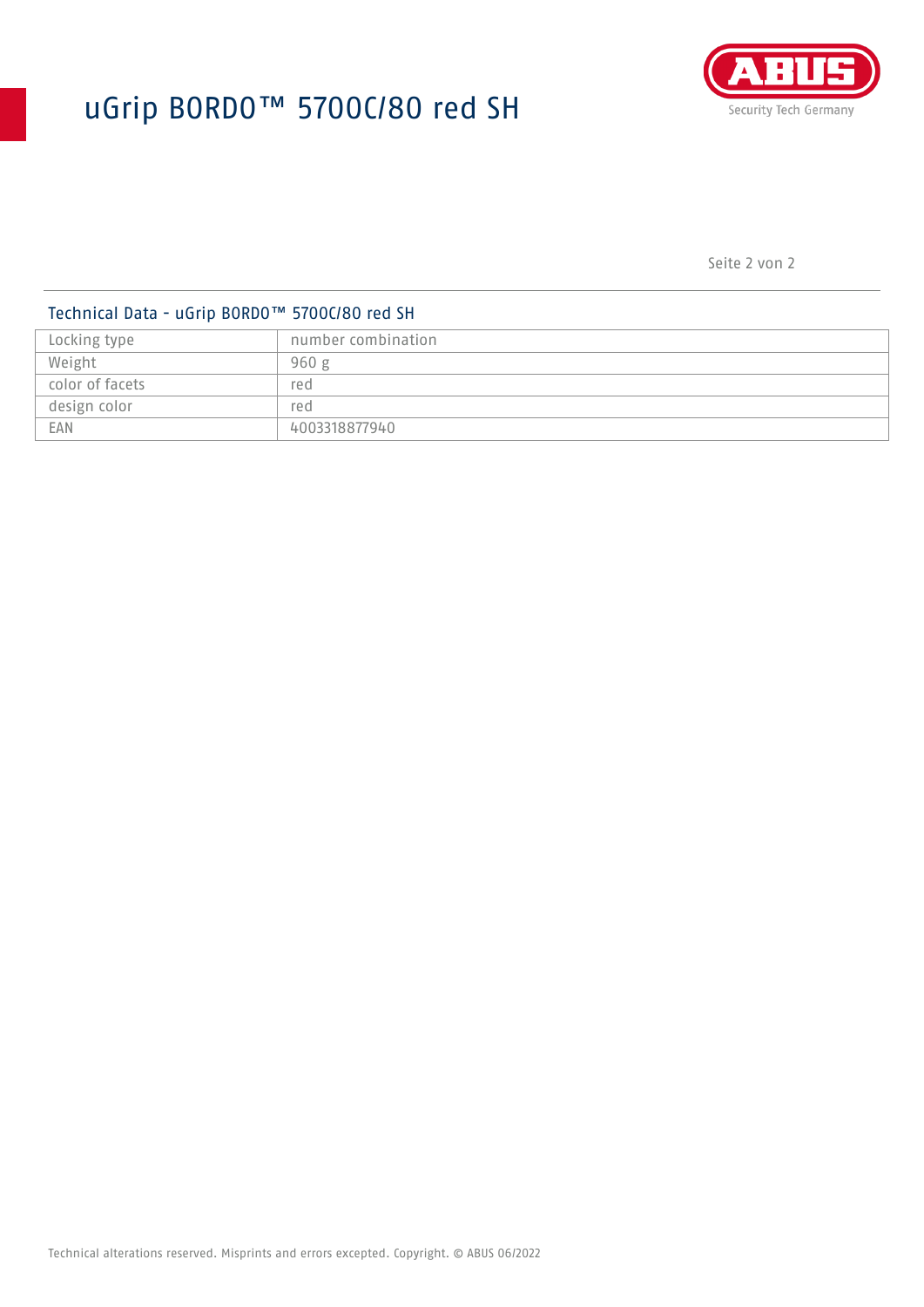# uGrip BORDO™ 5700C/80 red SH

## Technical Data - uGrip BORDO™ 5700C/80 red SH

| | |
|---|---|
| Locking type | number combination |
| Weight | 960 g |
| color of facets | red |
| design color | red |
| EAN | 4003318877940 |

Technical alterations reserved. Misprints and errors excepted. Copyright. © ABUS 06/2022